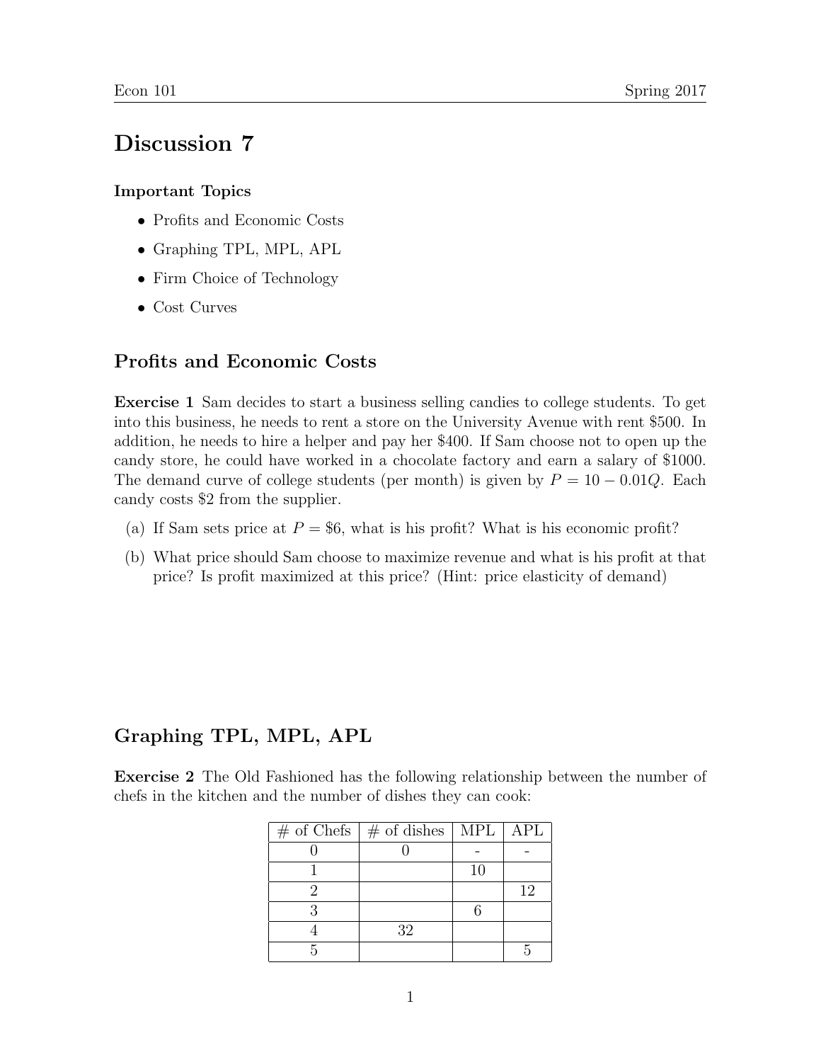# Discussion 7

**Important Topics**

- Profits and Economic Costs
- Graphing TPL, MPL, APL
- Firm Choice of Technology
- Cost Curves

## Profits and Economic Costs

**Exercise 1** Sam decides to start a business selling candies to college students. To get into this business, he needs to rent a store on the University Avenue with rent $500. In addition, he needs to hire a helper and pay her $400. If Sam choose not to open up the candy store, he could have worked in a chocolate factory and earn a salary of $1000. The demand curve of college students (per month) is given by $P = 10 - 0.01Q$. Each candy costs $2 from the supplier.

(a) If Sam sets price at $P = \$6$, what is his profit? What is his economic profit?

(b) What price should Sam choose to maximize revenue and what is his profit at that price? Is profit maximized at this price? (Hint: price elasticity of demand)

## Graphing TPL, MPL, APL

**Exercise 2** The Old Fashioned has the following relationship between the number of chefs in the kitchen and the number of dishes they can cook:

| # of Chefs | # of dishes | MPL | APL |
|---|---|---|---|
| 0 | 0 | - | - |
| 1 | | 10 | |
| 2 | | | 12 |
| 3 | | 6 | |
| 4 | 32 | | |
| 5 | | | 5 |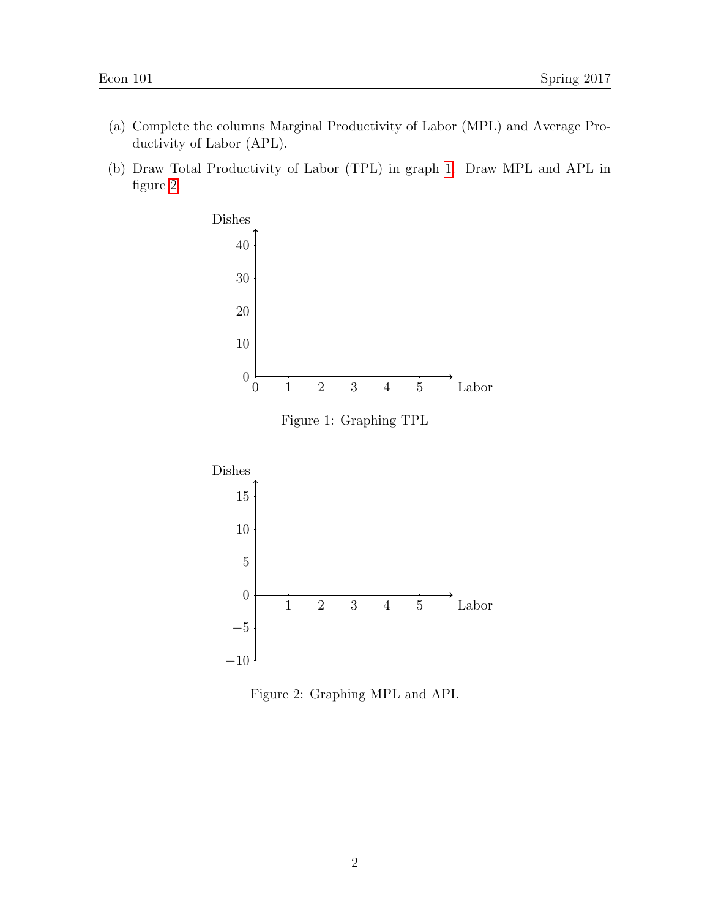(a) Complete the columns Marginal Productivity of Labor (MPL) and Average Productivity of Labor (APL).

(b) Draw Total Productivity of Labor (TPL) in graph 1. Draw MPL and APL in figure 2.

Figure 1: Graphing TPL

Figure 2: Graphing MPL and APL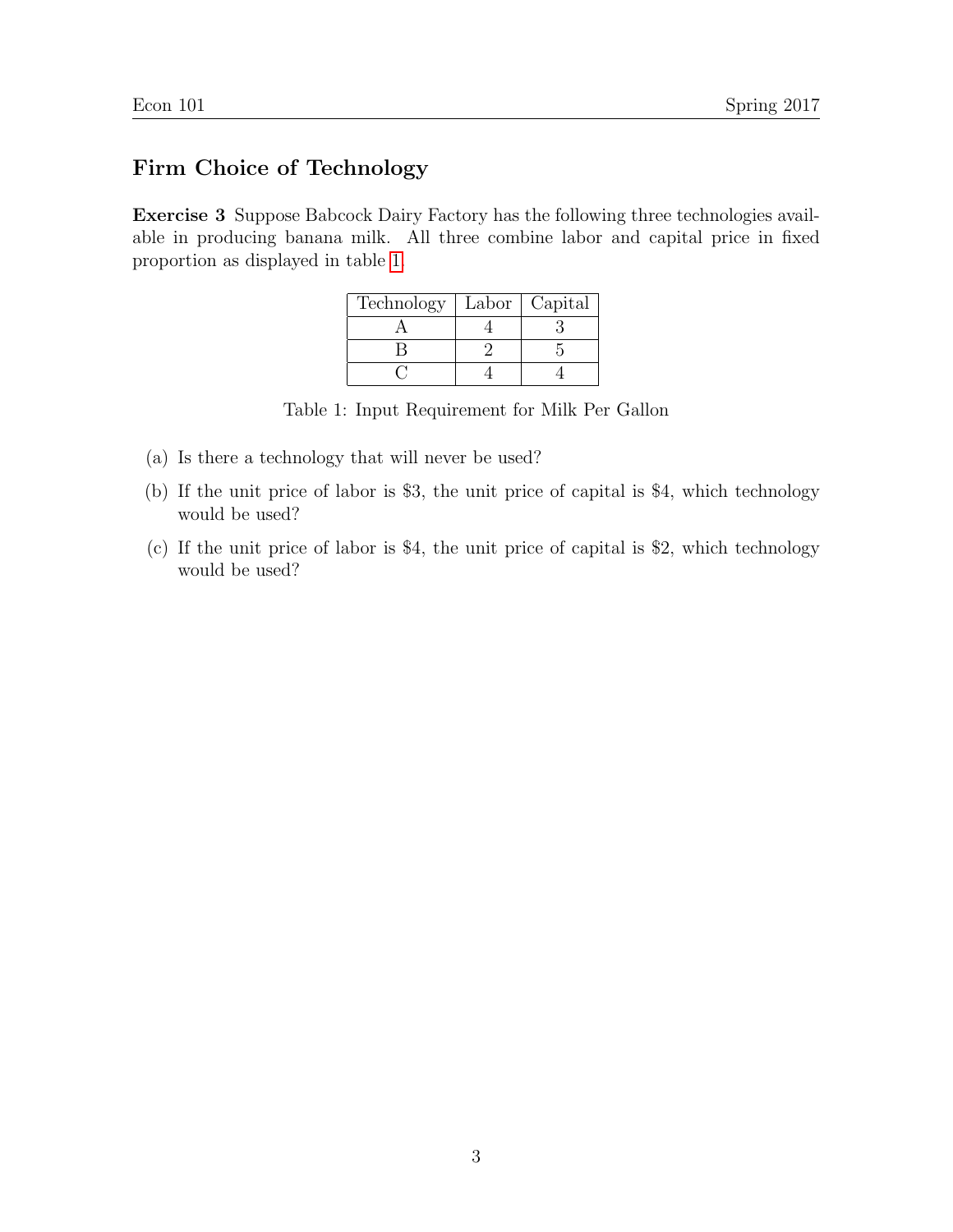## Firm Choice of Technology

**Exercise 3** Suppose Babcock Dairy Factory has the following three technologies available in producing banana milk. All three combine labor and capital price in fixed proportion as displayed in table 1.

| Technology | Labor | Capital |
|---|---|---|
| A | 4 | 3 |
| B | 2 | 5 |
| C | 4 | 4 |

Table 1: Input Requirement for Milk Per Gallon

(a) Is there a technology that will never be used?

(b) If the unit price of labor is \$3, the unit price of capital is \$4, which technology would be used?

(c) If the unit price of labor is \$4, the unit price of capital is \$2, which technology would be used?